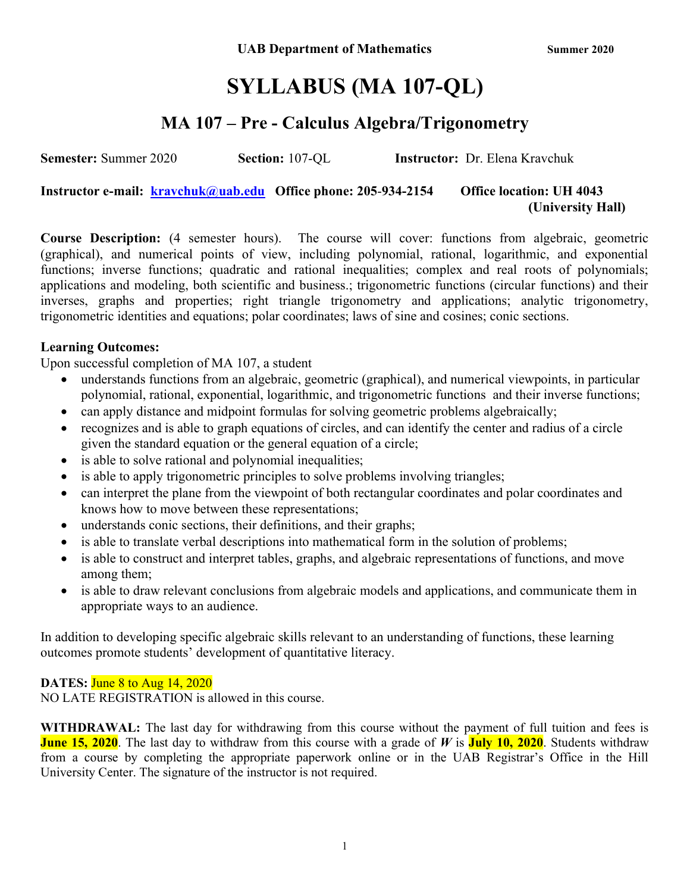**UAB Department of Mathematics** **Summer 2020**

# SYLLABUS (MA 107-QL)

## MA 107 – Pre - Calculus Algebra/Trigonometry

**Semester:** Summer 2020 **Section:** 107-QL **Instructor:** Dr. Elena Kravchuk

**Instructor e-mail: kravchuk@uab.edu Office phone: 205-934-2154 Office location: UH 4043 (University Hall)**

**Course Description:** (4 semester hours). The course will cover: functions from algebraic, geometric (graphical), and numerical points of view, including polynomial, rational, logarithmic, and exponential functions; inverse functions; quadratic and rational inequalities; complex and real roots of polynomials; applications and modeling, both scientific and business.; trigonometric functions (circular functions) and their inverses, graphs and properties; right triangle trigonometry and applications; analytic trigonometry, trigonometric identities and equations; polar coordinates; laws of sine and cosines; conic sections.

**Learning Outcomes:**
Upon successful completion of MA 107, a student

- understands functions from an algebraic, geometric (graphical), and numerical viewpoints, in particular polynomial, rational, exponential, logarithmic, and trigonometric functions and their inverse functions;
- can apply distance and midpoint formulas for solving geometric problems algebraically;
- recognizes and is able to graph equations of circles, and can identify the center and radius of a circle given the standard equation or the general equation of a circle;
- is able to solve rational and polynomial inequalities;
- is able to apply trigonometric principles to solve problems involving triangles;
- can interpret the plane from the viewpoint of both rectangular coordinates and polar coordinates and knows how to move between these representations;
- understands conic sections, their definitions, and their graphs;
- is able to translate verbal descriptions into mathematical form in the solution of problems;
- is able to construct and interpret tables, graphs, and algebraic representations of functions, and move among them;
- is able to draw relevant conclusions from algebraic models and applications, and communicate them in appropriate ways to an audience.

In addition to developing specific algebraic skills relevant to an understanding of functions, these learning outcomes promote students' development of quantitative literacy.

**DATES:** June 8 to Aug 14, 2020
NO LATE REGISTRATION is allowed in this course.

**WITHDRAWAL:** The last day for withdrawing from this course without the payment of full tuition and fees is **June 15, 2020**. The last day to withdraw from this course with a grade of ***W*** is **July 10, 2020**. Students withdraw from a course by completing the appropriate paperwork online or in the UAB Registrar's Office in the Hill University Center. The signature of the instructor is not required.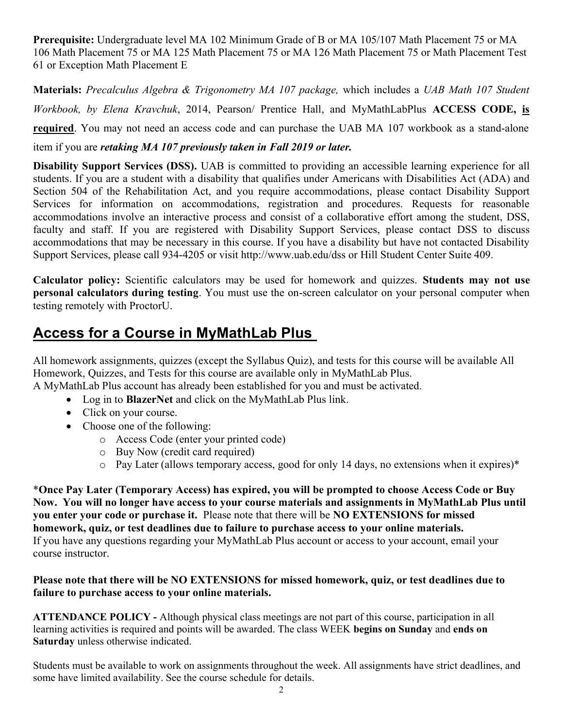**Prerequisite:** Undergraduate level MA 102 Minimum Grade of B or MA 105/107 Math Placement 75 or MA 106 Math Placement 75 or MA 125 Math Placement 75 or MA 126 Math Placement 75 or Math Placement Test 61 or Exception Math Placement E

**Materials:** *Precalculus Algebra & Trigonometry MA 107 package,* which includes a *UAB Math 107 Student Workbook, by Elena Kravchuk*, 2014, Pearson/ Prentice Hall, and MyMathLabPlus **ACCESS CODE, <u>is required</u>**. You may not need an access code and can purchase the UAB MA 107 workbook as a stand-alone item if you are ***retaking MA 107 previously taken in Fall 2019 or later.***

**Disability Support Services (DSS).** UAB is committed to providing an accessible learning experience for all students. If you are a student with a disability that qualifies under Americans with Disabilities Act (ADA) and Section 504 of the Rehabilitation Act, and you require accommodations, please contact Disability Support Services for information on accommodations, registration and procedures. Requests for reasonable accommodations involve an interactive process and consist of a collaborative effort among the student, DSS, faculty and staff. If you are registered with Disability Support Services, please contact DSS to discuss accommodations that may be necessary in this course. If you have a disability but have not contacted Disability Support Services, please call 934-4205 or visit http://www.uab.edu/dss or Hill Student Center Suite 409.

**Calculator policy:** Scientific calculators may be used for homework and quizzes. **Students may not use personal calculators during testing**. You must use the on-screen calculator on your personal computer when testing remotely with ProctorU.

## Access for a Course in MyMathLab Plus

All homework assignments, quizzes (except the Syllabus Quiz), and tests for this course will be available All Homework, Quizzes, and Tests for this course are available only in MyMathLab Plus.
A MyMathLab Plus account has already been established for you and must be activated.

- Log in to **BlazerNet** and click on the MyMathLab Plus link.
- Click on your course.
- Choose one of the following:
    - Access Code (enter your printed code)
    - Buy Now (credit card required)
    - Pay Later (allows temporary access, good for only 14 days, no extensions when it expires)*

\***Once Pay Later (Temporary Access) has expired, you will be prompted to choose Access Code or Buy Now. You will no longer have access to your course materials and assignments in MyMathLab Plus until you enter your code or purchase it.** Please note that there will be **NO EXTENSIONS for missed homework, quiz, or test deadlines due to failure to purchase access to your online materials.**
If you have any questions regarding your MyMathLab Plus account or access to your account, email your course instructor.

**Please note that there will be NO EXTENSIONS for missed homework, quiz, or test deadlines due to failure to purchase access to your online materials.**

**ATTENDANCE POLICY -** Although physical class meetings are not part of this course, participation in all learning activities is required and points will be awarded. The class WEEK **begins on Sunday** and **ends on Saturday** unless otherwise indicated.

Students must be available to work on assignments throughout the week. All assignments have strict deadlines, and some have limited availability. See the course schedule for details.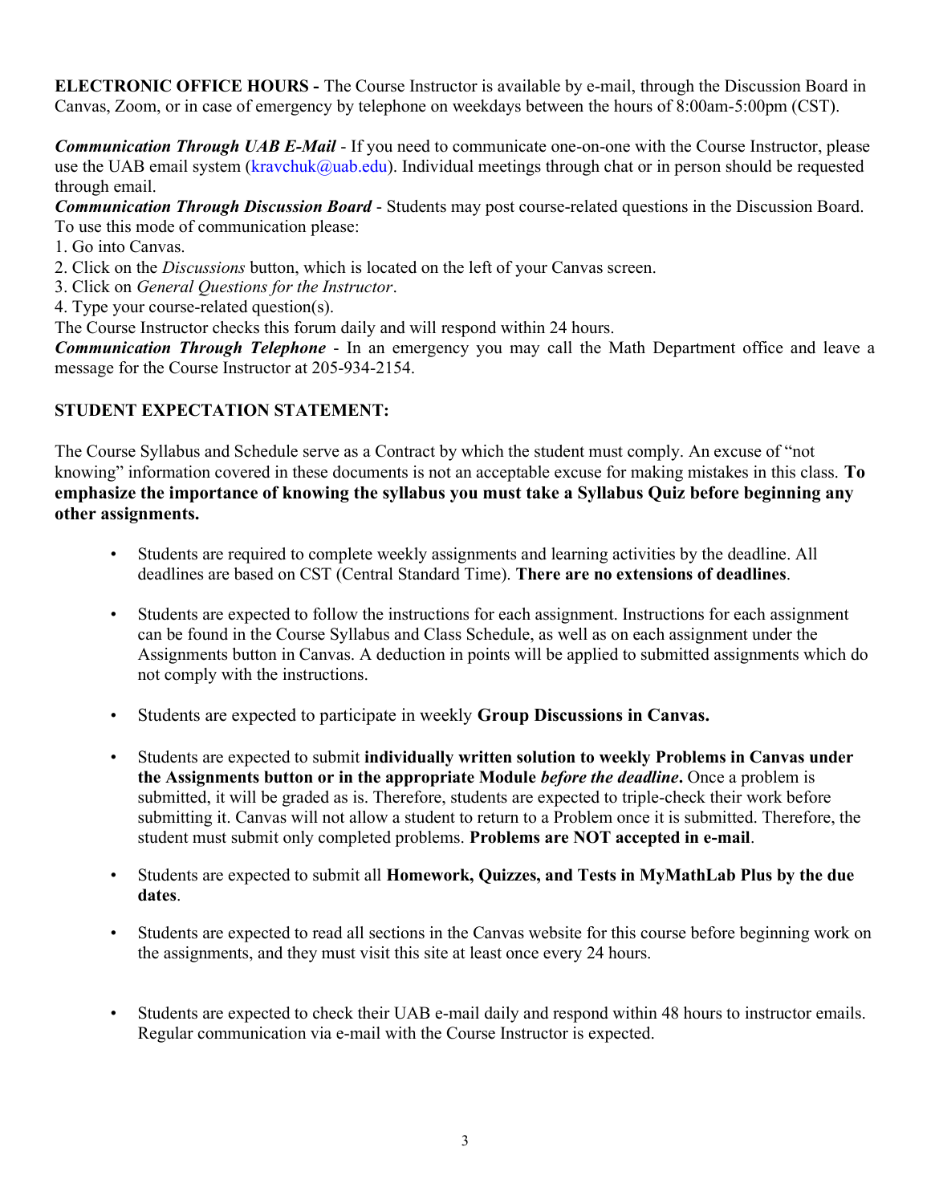**ELECTRONIC OFFICE HOURS -** The Course Instructor is available by e-mail, through the Discussion Board in Canvas, Zoom, or in case of emergency by telephone on weekdays between the hours of 8:00am-5:00pm (CST).

***Communication Through UAB E-Mail*** - If you need to communicate one-on-one with the Course Instructor, please use the UAB email system (kravchuk@uab.edu). Individual meetings through chat or in person should be requested through email.

***Communication Through Discussion Board*** - Students may post course-related questions in the Discussion Board. To use this mode of communication please:

1. Go into Canvas.
2. Click on the *Discussions* button, which is located on the left of your Canvas screen.
3. Click on *General Questions for the Instructor*.
4. Type your course-related question(s).

The Course Instructor checks this forum daily and will respond within 24 hours.

***Communication Through Telephone*** - In an emergency you may call the Math Department office and leave a message for the Course Instructor at 205-934-2154.

**STUDENT EXPECTATION STATEMENT:**

The Course Syllabus and Schedule serve as a Contract by which the student must comply. An excuse of "not knowing" information covered in these documents is not an acceptable excuse for making mistakes in this class. **To emphasize the importance of knowing the syllabus you must take a Syllabus Quiz before beginning any other assignments.**

- Students are required to complete weekly assignments and learning activities by the deadline. All deadlines are based on CST (Central Standard Time). **There are no extensions of deadlines**.
- Students are expected to follow the instructions for each assignment. Instructions for each assignment can be found in the Course Syllabus and Class Schedule, as well as on each assignment under the Assignments button in Canvas. A deduction in points will be applied to submitted assignments which do not comply with the instructions.
- Students are expected to participate in weekly **Group Discussions in Canvas.**
- Students are expected to submit **individually written solution to weekly Problems in Canvas under the Assignments button or in the appropriate Module *before the deadline*.** Once a problem is submitted, it will be graded as is. Therefore, students are expected to triple-check their work before submitting it. Canvas will not allow a student to return to a Problem once it is submitted. Therefore, the student must submit only completed problems. **Problems are NOT accepted in e-mail**.
- Students are expected to submit all **Homework, Quizzes, and Tests in MyMathLab Plus by the due dates**.
- Students are expected to read all sections in the Canvas website for this course before beginning work on the assignments, and they must visit this site at least once every 24 hours.
- Students are expected to check their UAB e-mail daily and respond within 48 hours to instructor emails. Regular communication via e-mail with the Course Instructor is expected.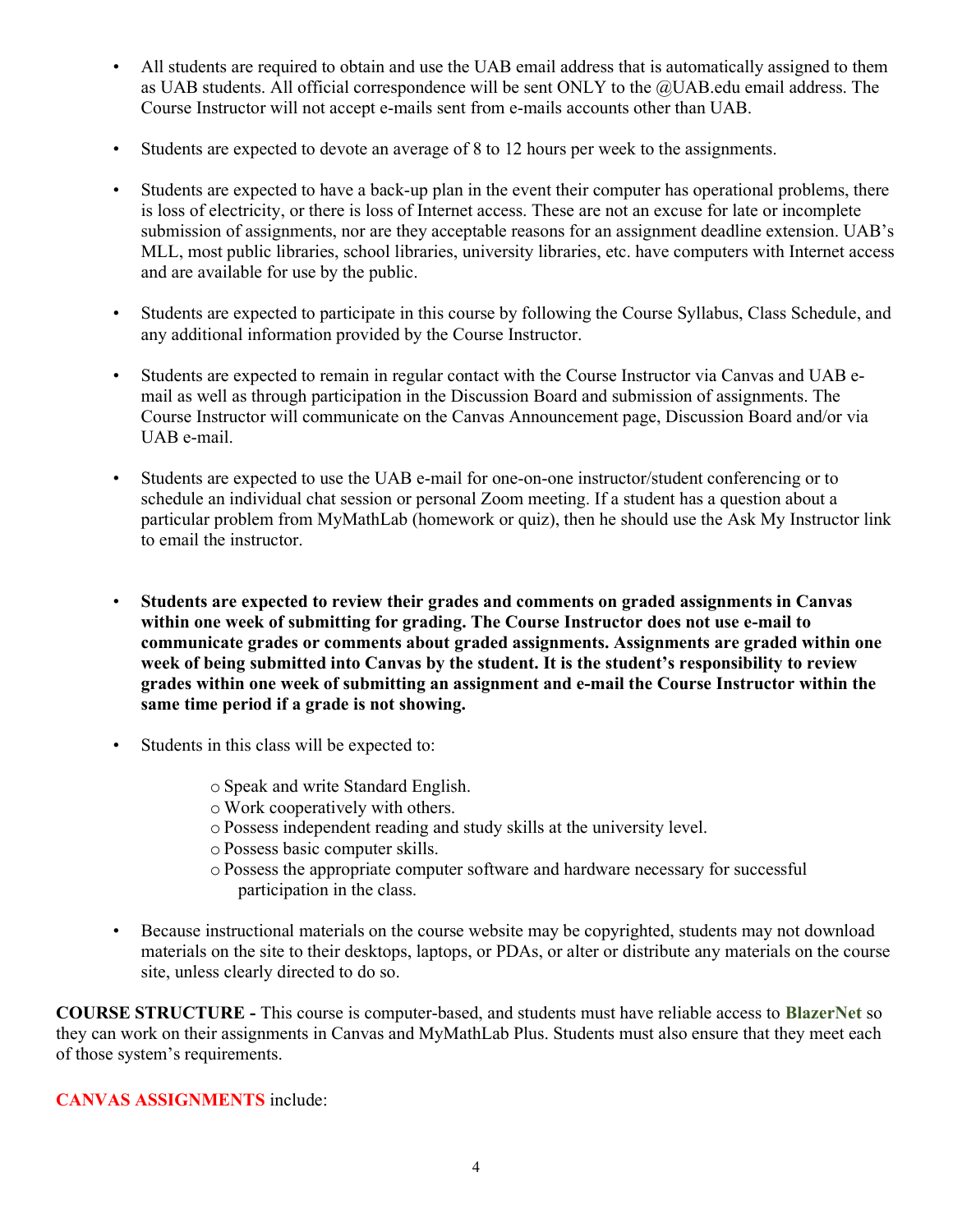- All students are required to obtain and use the UAB email address that is automatically assigned to them as UAB students. All official correspondence will be sent ONLY to the @UAB.edu email address. The Course Instructor will not accept e-mails sent from e-mails accounts other than UAB.

- Students are expected to devote an average of 8 to 12 hours per week to the assignments.

- Students are expected to have a back-up plan in the event their computer has operational problems, there is loss of electricity, or there is loss of Internet access. These are not an excuse for late or incomplete submission of assignments, nor are they acceptable reasons for an assignment deadline extension. UAB's MLL, most public libraries, school libraries, university libraries, etc. have computers with Internet access and are available for use by the public.

- Students are expected to participate in this course by following the Course Syllabus, Class Schedule, and any additional information provided by the Course Instructor.

- Students are expected to remain in regular contact with the Course Instructor via Canvas and UAB e-mail as well as through participation in the Discussion Board and submission of assignments. The Course Instructor will communicate on the Canvas Announcement page, Discussion Board and/or via UAB e-mail.

- Students are expected to use the UAB e-mail for one-on-one instructor/student conferencing or to schedule an individual chat session or personal Zoom meeting. If a student has a question about a particular problem from MyMathLab (homework or quiz), then he should use the Ask My Instructor link to email the instructor.

- **Students are expected to review their grades and comments on graded assignments in Canvas within one week of submitting for grading. The Course Instructor does not use e-mail to communicate grades or comments about graded assignments. Assignments are graded within one week of being submitted into Canvas by the student. It is the student's responsibility to review grades within one week of submitting an assignment and e-mail the Course Instructor within the same time period if a grade is not showing.**

- Students in this class will be expected to:

  - Speak and write Standard English.
  - Work cooperatively with others.
  - Possess independent reading and study skills at the university level.
  - Possess basic computer skills.
  - Possess the appropriate computer software and hardware necessary for successful participation in the class.

- Because instructional materials on the course website may be copyrighted, students may not download materials on the site to their desktops, laptops, or PDAs, or alter or distribute any materials on the course site, unless clearly directed to do so.

**COURSE STRUCTURE -** This course is computer-based, and students must have reliable access to **BlazerNet** so they can work on their assignments in Canvas and MyMathLab Plus. Students must also ensure that they meet each of those system's requirements.

**CANVAS ASSIGNMENTS** include: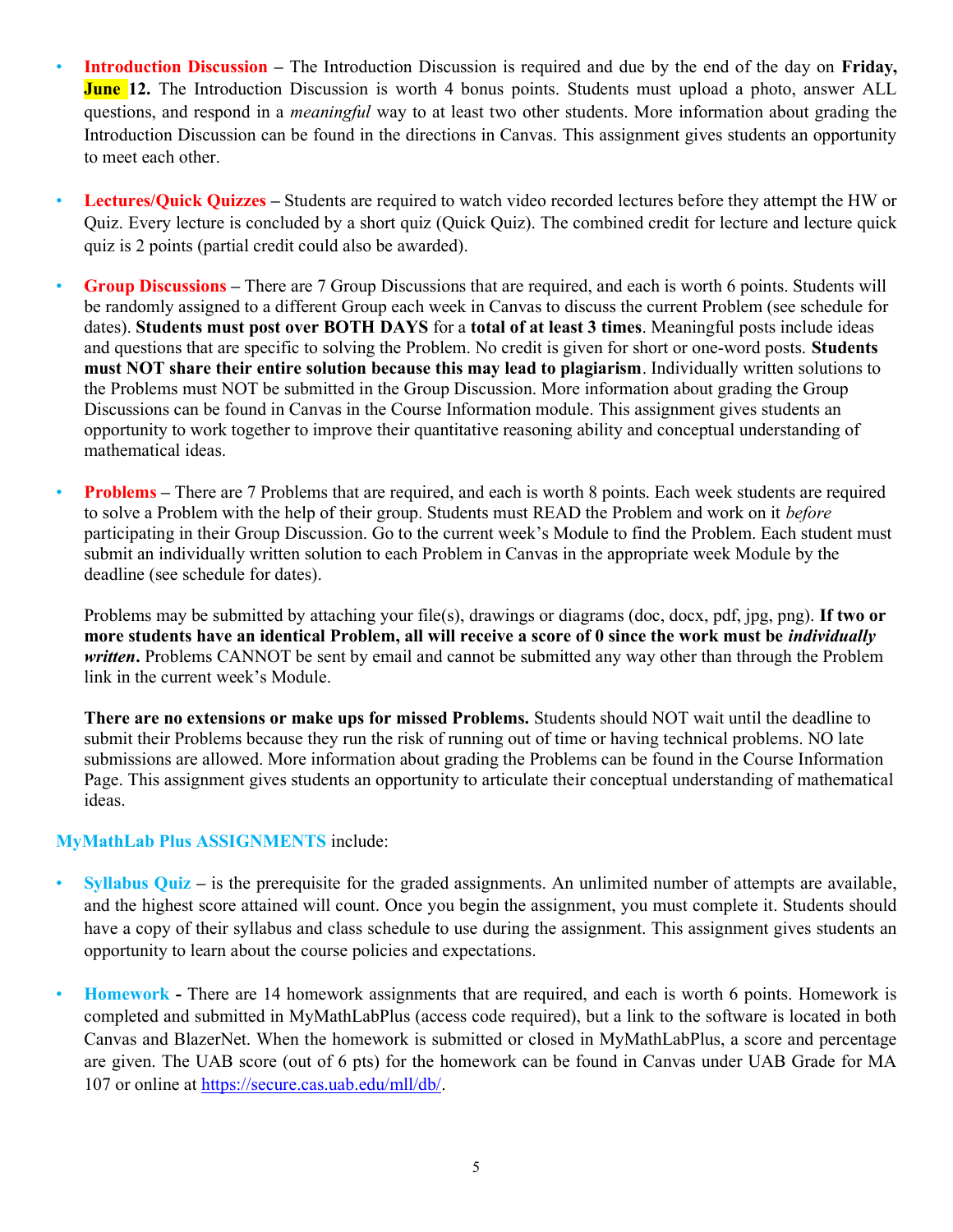- **Introduction Discussion** – The Introduction Discussion is required and due by the end of the day on **Friday, June 12.** The Introduction Discussion is worth 4 bonus points. Students must upload a photo, answer ALL questions, and respond in a *meaningful* way to at least two other students. More information about grading the Introduction Discussion can be found in the directions in Canvas. This assignment gives students an opportunity to meet each other.

- **Lectures/Quick Quizzes** – Students are required to watch video recorded lectures before they attempt the HW or Quiz. Every lecture is concluded by a short quiz (Quick Quiz). The combined credit for lecture and lecture quick quiz is 2 points (partial credit could also be awarded).

- **Group Discussions** – There are 7 Group Discussions that are required, and each is worth 6 points. Students will be randomly assigned to a different Group each week in Canvas to discuss the current Problem (see schedule for dates). **Students must post over BOTH DAYS** for a **total of at least 3 times**. Meaningful posts include ideas and questions that are specific to solving the Problem. No credit is given for short or one-word posts. **Students must NOT share their entire solution because this may lead to plagiarism**. Individually written solutions to the Problems must NOT be submitted in the Group Discussion. More information about grading the Group Discussions can be found in Canvas in the Course Information module. This assignment gives students an opportunity to work together to improve their quantitative reasoning ability and conceptual understanding of mathematical ideas.

- **Problems** – There are 7 Problems that are required, and each is worth 8 points. Each week students are required to solve a Problem with the help of their group. Students must READ the Problem and work on it *before* participating in their Group Discussion. Go to the current week's Module to find the Problem. Each student must submit an individually written solution to each Problem in Canvas in the appropriate week Module by the deadline (see schedule for dates).

  Problems may be submitted by attaching your file(s), drawings or diagrams (doc, docx, pdf, jpg, png). **If two or more students have an identical Problem, all will receive a score of 0 since the work must be *individually written*.** Problems CANNOT be sent by email and cannot be submitted any way other than through the Problem link in the current week's Module.

  **There are no extensions or make ups for missed Problems.** Students should NOT wait until the deadline to submit their Problems because they run the risk of running out of time or having technical problems. NO late submissions are allowed. More information about grading the Problems can be found in the Course Information Page. This assignment gives students an opportunity to articulate their conceptual understanding of mathematical ideas.

**MyMathLab Plus ASSIGNMENTS** include:

- **Syllabus Quiz** – is the prerequisite for the graded assignments. An unlimited number of attempts are available, and the highest score attained will count. Once you begin the assignment, you must complete it. Students should have a copy of their syllabus and class schedule to use during the assignment. This assignment gives students an opportunity to learn about the course policies and expectations.

- **Homework** - There are 14 homework assignments that are required, and each is worth 6 points. Homework is completed and submitted in MyMathLabPlus (access code required), but a link to the software is located in both Canvas and BlazerNet. When the homework is submitted or closed in MyMathLabPlus, a score and percentage are given. The UAB score (out of 6 pts) for the homework can be found in Canvas under UAB Grade for MA 107 or online at https://secure.cas.uab.edu/mll/db/.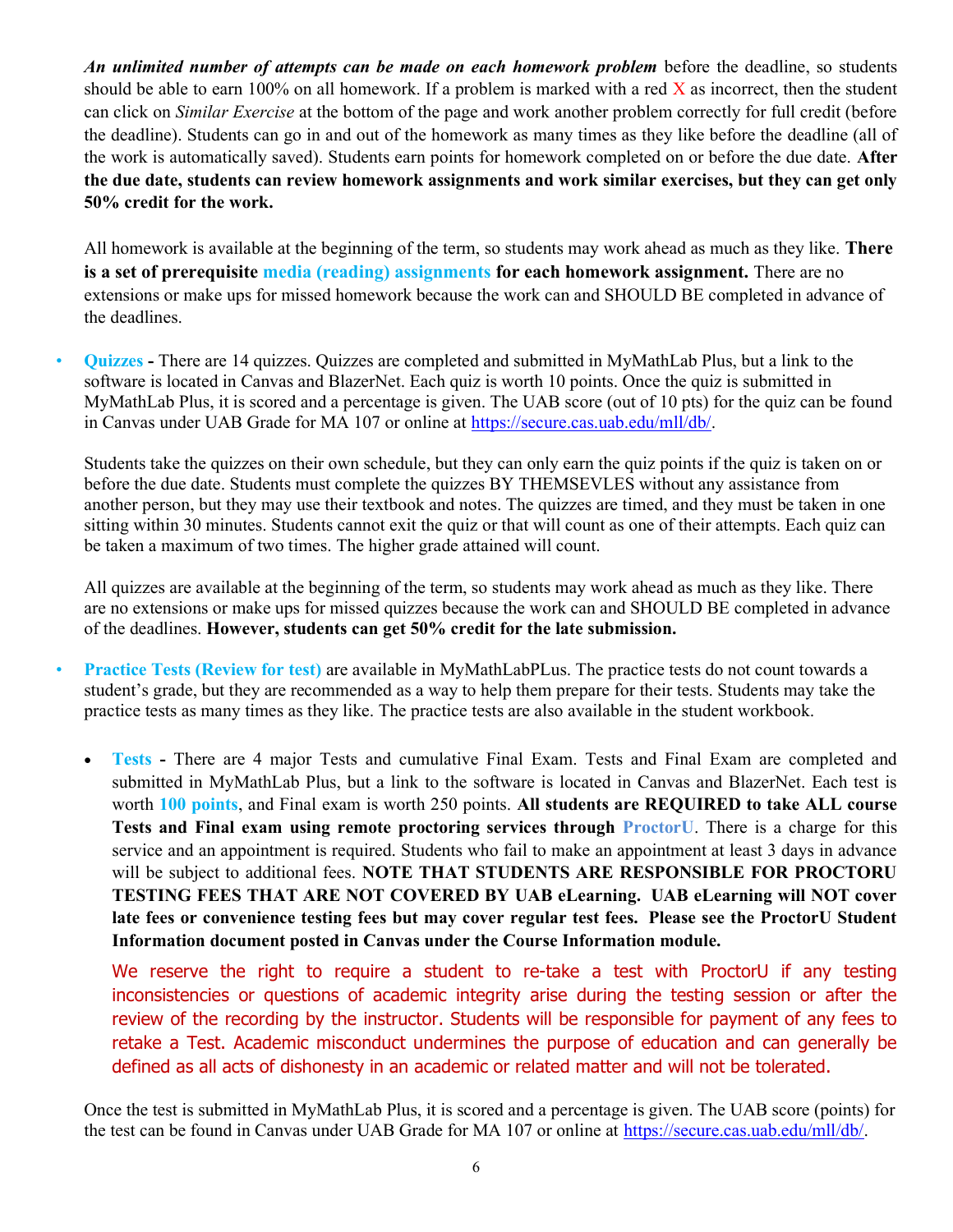***An unlimited number of attempts can be made on each homework problem*** before the deadline, so students should be able to earn 100% on all homework. If a problem is marked with a red X as incorrect, then the student can click on *Similar Exercise* at the bottom of the page and work another problem correctly for full credit (before the deadline). Students can go in and out of the homework as many times as they like before the deadline (all of the work is automatically saved). Students earn points for homework completed on or before the due date. **After the due date, students can review homework assignments and work similar exercises, but they can get only 50% credit for the work.**

All homework is available at the beginning of the term, so students may work ahead as much as they like. **There is a set of prerequisite media (reading) assignments for each homework assignment.** There are no extensions or make ups for missed homework because the work can and SHOULD BE completed in advance of the deadlines.

- **Quizzes -** There are 14 quizzes. Quizzes are completed and submitted in MyMathLab Plus, but a link to the software is located in Canvas and BlazerNet. Each quiz is worth 10 points. Once the quiz is submitted in MyMathLab Plus, it is scored and a percentage is given. The UAB score (out of 10 pts) for the quiz can be found in Canvas under UAB Grade for MA 107 or online at https://secure.cas.uab.edu/mll/db/.

  Students take the quizzes on their own schedule, but they can only earn the quiz points if the quiz is taken on or before the due date. Students must complete the quizzes BY THEMSEVLES without any assistance from another person, but they may use their textbook and notes. The quizzes are timed, and they must be taken in one sitting within 30 minutes. Students cannot exit the quiz or that will count as one of their attempts. Each quiz can be taken a maximum of two times. The higher grade attained will count.

  All quizzes are available at the beginning of the term, so students may work ahead as much as they like. There are no extensions or make ups for missed quizzes because the work can and SHOULD BE completed in advance of the deadlines. **However, students can get 50% credit for the late submission.**

- **Practice Tests (Review for test)** are available in MyMathLabPLus. The practice tests do not count towards a student's grade, but they are recommended as a way to help them prepare for their tests. Students may take the practice tests as many times as they like. The practice tests are also available in the student workbook.

  - **Tests -** There are 4 major Tests and cumulative Final Exam. Tests and Final Exam are completed and submitted in MyMathLab Plus, but a link to the software is located in Canvas and BlazerNet. Each test is worth **100 points**, and Final exam is worth 250 points. **All students are REQUIRED to take ALL course Tests and Final exam using remote proctoring services through ProctorU**. There is a charge for this service and an appointment is required. Students who fail to make an appointment at least 3 days in advance will be subject to additional fees. **NOTE THAT STUDENTS ARE RESPONSIBLE FOR PROCTORU TESTING FEES THAT ARE NOT COVERED BY UAB eLearning. UAB eLearning will NOT cover late fees or convenience testing fees but may cover regular test fees. Please see the ProctorU Student Information document posted in Canvas under the Course Information module.**

    We reserve the right to require a student to re-take a test with ProctorU if any testing inconsistencies or questions of academic integrity arise during the testing session or after the review of the recording by the instructor. Students will be responsible for payment of any fees to retake a Test. Academic misconduct undermines the purpose of education and can generally be defined as all acts of dishonesty in an academic or related matter and will not be tolerated.

Once the test is submitted in MyMathLab Plus, it is scored and a percentage is given. The UAB score (points) for the test can be found in Canvas under UAB Grade for MA 107 or online at https://secure.cas.uab.edu/mll/db/.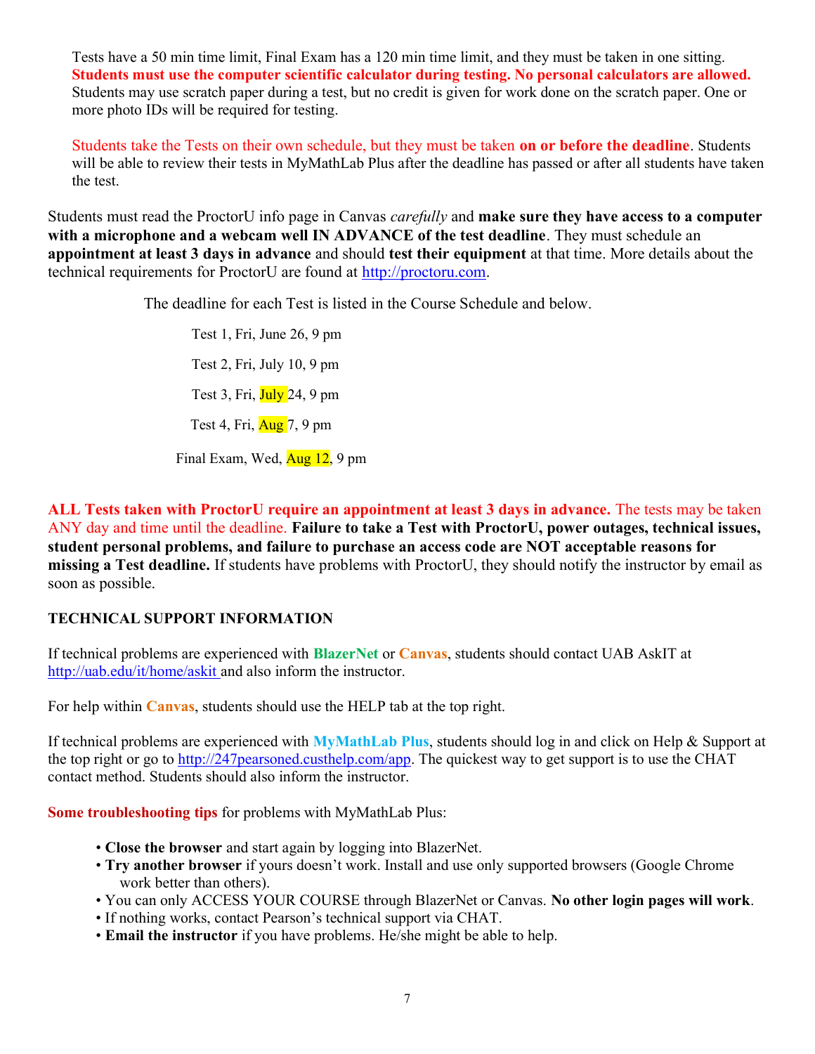Tests have a 50 min time limit, Final Exam has a 120 min time limit, and they must be taken in one sitting. **Students must use the computer scientific calculator during testing. No personal calculators are allowed.** Students may use scratch paper during a test, but no credit is given for work done on the scratch paper. One or more photo IDs will be required for testing.

Students take the Tests on their own schedule, but they must be taken **on or before the deadline**. Students will be able to review their tests in MyMathLab Plus after the deadline has passed or after all students have taken the test.

Students must read the ProctorU info page in Canvas *carefully* and **make sure they have access to a computer with a microphone and a webcam well IN ADVANCE of the test deadline**. They must schedule an **appointment at least 3 days in advance** and should **test their equipment** at that time. More details about the technical requirements for ProctorU are found at http://proctoru.com.

The deadline for each Test is listed in the Course Schedule and below.

Test 1, Fri, June 26, 9 pm

Test 2, Fri, July 10, 9 pm

Test 3, Fri, July 24, 9 pm

Test 4, Fri, Aug 7, 9 pm

Final Exam, Wed, Aug 12, 9 pm

**ALL Tests taken with ProctorU require an appointment at least 3 days in advance.** The tests may be taken ANY day and time until the deadline. **Failure to take a Test with ProctorU, power outages, technical issues, student personal problems, and failure to purchase an access code are NOT acceptable reasons for missing a Test deadline.** If students have problems with ProctorU, they should notify the instructor by email as soon as possible.

**TECHNICAL SUPPORT INFORMATION**

If technical problems are experienced with **BlazerNet** or **Canvas**, students should contact UAB AskIT at http://uab.edu/it/home/askit and also inform the instructor.

For help within **Canvas**, students should use the HELP tab at the top right.

If technical problems are experienced with **MyMathLab Plus**, students should log in and click on Help & Support at the top right or go to http://247pearsoned.custhelp.com/app. The quickest way to get support is to use the CHAT contact method. Students should also inform the instructor.

**Some troubleshooting tips** for problems with MyMathLab Plus:

- **Close the browser** and start again by logging into BlazerNet.
- **Try another browser** if yours doesn't work. Install and use only supported browsers (Google Chrome work better than others).
- You can only ACCESS YOUR COURSE through BlazerNet or Canvas. **No other login pages will work**.
- If nothing works, contact Pearson's technical support via CHAT.
- **Email the instructor** if you have problems. He/she might be able to help.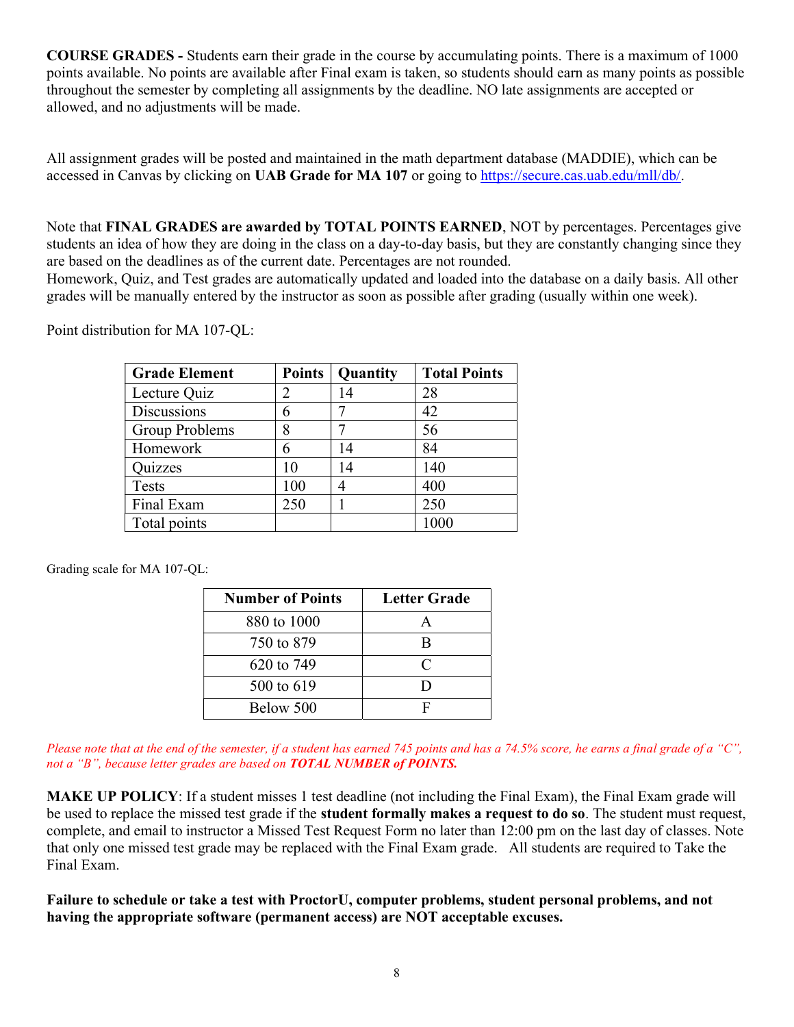**COURSE GRADES -** Students earn their grade in the course by accumulating points. There is a maximum of 1000 points available. No points are available after Final exam is taken, so students should earn as many points as possible throughout the semester by completing all assignments by the deadline. NO late assignments are accepted or allowed, and no adjustments will be made.

All assignment grades will be posted and maintained in the math department database (MADDIE), which can be accessed in Canvas by clicking on **UAB Grade for MA 107** or going to https://secure.cas.uab.edu/mll/db/.

Note that **FINAL GRADES are awarded by TOTAL POINTS EARNED**, NOT by percentages. Percentages give students an idea of how they are doing in the class on a day-to-day basis, but they are constantly changing since they are based on the deadlines as of the current date. Percentages are not rounded.
Homework, Quiz, and Test grades are automatically updated and loaded into the database on a daily basis. All other grades will be manually entered by the instructor as soon as possible after grading (usually within one week).

Point distribution for MA 107-QL:

| Grade Element | Points | Quantity | Total Points |
|---|---|---|---|
| Lecture Quiz | 2 | 14 | 28 |
| Discussions | 6 | 7 | 42 |
| Group Problems | 8 | 7 | 56 |
| Homework | 6 | 14 | 84 |
| Quizzes | 10 | 14 | 140 |
| Tests | 100 | 4 | 400 |
| Final Exam | 250 | 1 | 250 |
| Total points | | | 1000 |

Grading scale for MA 107-QL:

| Number of Points | Letter Grade |
|---|---|
| 880 to 1000 | A |
| 750 to 879 | B |
| 620 to 749 | C |
| 500 to 619 | D |
| Below 500 | F |

*Please note that at the end of the semester, if a student has earned 745 points and has a 74.5% score, he earns a final grade of a "C", not a "B", because letter grades are based on **TOTAL NUMBER of POINTS.***

**MAKE UP POLICY**: If a student misses 1 test deadline (not including the Final Exam), the Final Exam grade will be used to replace the missed test grade if the **student formally makes a request to do so**. The student must request, complete, and email to instructor a Missed Test Request Form no later than 12:00 pm on the last day of classes. Note that only one missed test grade may be replaced with the Final Exam grade. All students are required to Take the Final Exam.

**Failure to schedule or take a test with ProctorU, computer problems, student personal problems, and not having the appropriate software (permanent access) are NOT acceptable excuses.**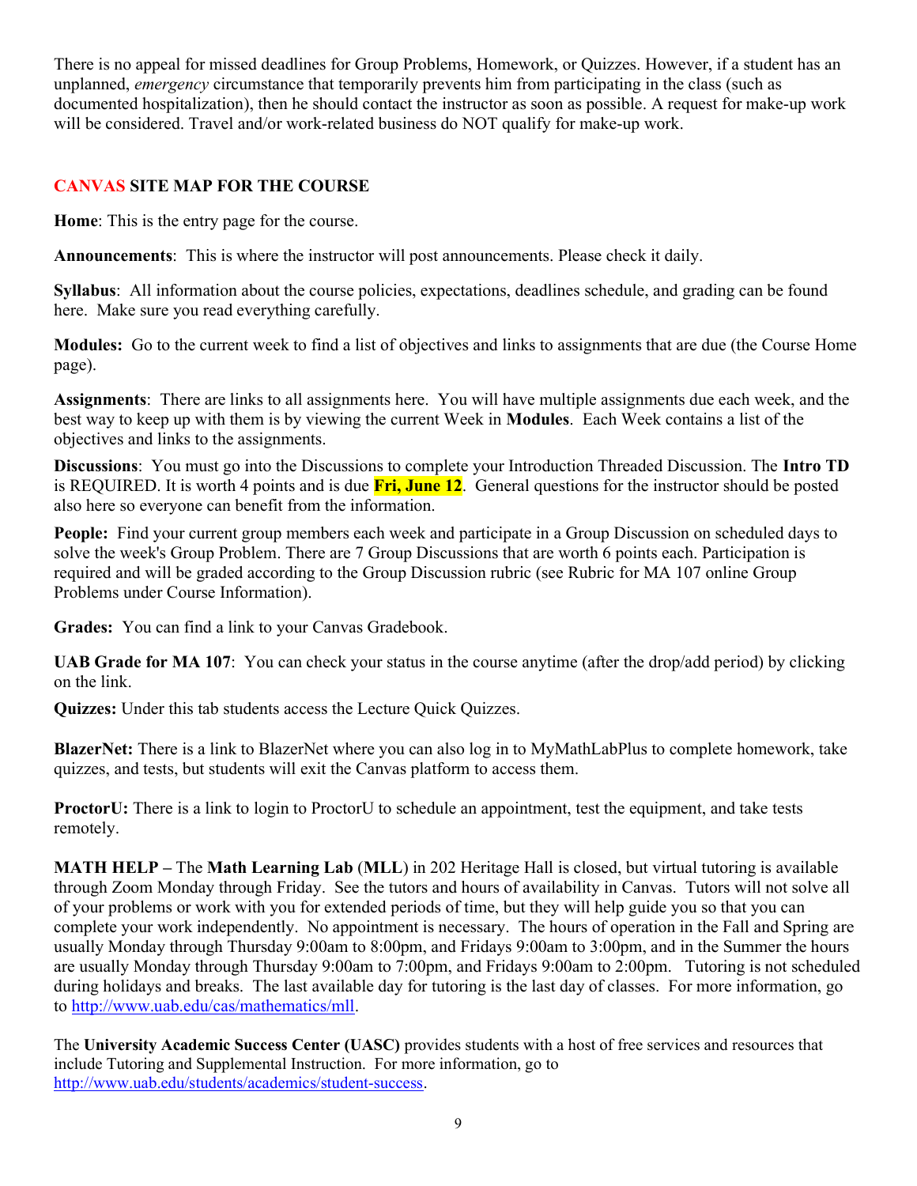There is no appeal for missed deadlines for Group Problems, Homework, or Quizzes. However, if a student has an unplanned, *emergency* circumstance that temporarily prevents him from participating in the class (such as documented hospitalization), then he should contact the instructor as soon as possible. A request for make-up work will be considered. Travel and/or work-related business do NOT qualify for make-up work.

### CANVAS SITE MAP FOR THE COURSE

**Home**: This is the entry page for the course.

**Announcements**: This is where the instructor will post announcements. Please check it daily.

**Syllabus**: All information about the course policies, expectations, deadlines schedule, and grading can be found here. Make sure you read everything carefully.

**Modules:** Go to the current week to find a list of objectives and links to assignments that are due (the Course Home page).

**Assignments**: There are links to all assignments here. You will have multiple assignments due each week, and the best way to keep up with them is by viewing the current Week in **Modules**. Each Week contains a list of the objectives and links to the assignments.

**Discussions**: You must go into the Discussions to complete your Introduction Threaded Discussion. The **Intro TD** is REQUIRED. It is worth 4 points and is due **Fri, June 12**. General questions for the instructor should be posted also here so everyone can benefit from the information.

**People:** Find your current group members each week and participate in a Group Discussion on scheduled days to solve the week's Group Problem. There are 7 Group Discussions that are worth 6 points each. Participation is required and will be graded according to the Group Discussion rubric (see Rubric for MA 107 online Group Problems under Course Information).

**Grades:** You can find a link to your Canvas Gradebook.

**UAB Grade for MA 107**: You can check your status in the course anytime (after the drop/add period) by clicking on the link.

**Quizzes:** Under this tab students access the Lecture Quick Quizzes.

**BlazerNet:** There is a link to BlazerNet where you can also log in to MyMathLabPlus to complete homework, take quizzes, and tests, but students will exit the Canvas platform to access them.

**ProctorU:** There is a link to login to ProctorU to schedule an appointment, test the equipment, and take tests remotely.

**MATH HELP –** The **Math Learning Lab** (**MLL**) in 202 Heritage Hall is closed, but virtual tutoring is available through Zoom Monday through Friday. See the tutors and hours of availability in Canvas. Tutors will not solve all of your problems or work with you for extended periods of time, but they will help guide you so that you can complete your work independently. No appointment is necessary. The hours of operation in the Fall and Spring are usually Monday through Thursday 9:00am to 8:00pm, and Fridays 9:00am to 3:00pm, and in the Summer the hours are usually Monday through Thursday 9:00am to 7:00pm, and Fridays 9:00am to 2:00pm. Tutoring is not scheduled during holidays and breaks. The last available day for tutoring is the last day of classes. For more information, go to http://www.uab.edu/cas/mathematics/mll.

The **University Academic Success Center (UASC)** provides students with a host of free services and resources that include Tutoring and Supplemental Instruction. For more information, go to http://www.uab.edu/students/academics/student-success.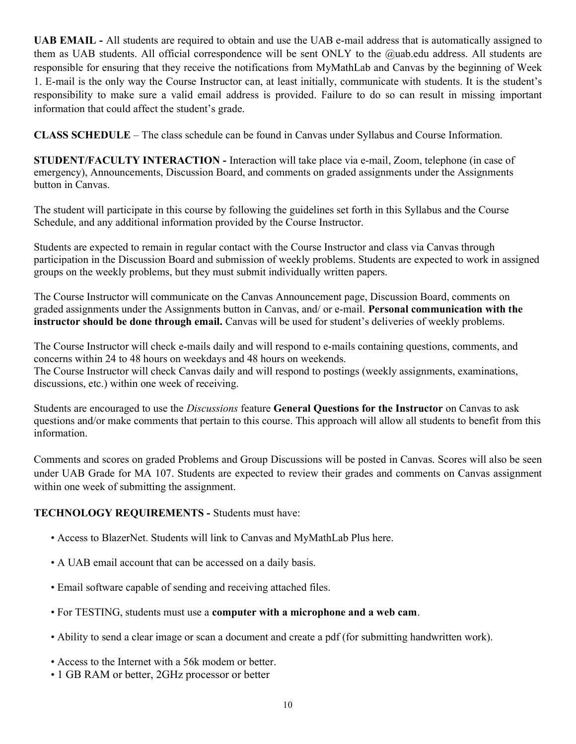**UAB EMAIL -** All students are required to obtain and use the UAB e-mail address that is automatically assigned to them as UAB students. All official correspondence will be sent ONLY to the @uab.edu address. All students are responsible for ensuring that they receive the notifications from MyMathLab and Canvas by the beginning of Week 1. E-mail is the only way the Course Instructor can, at least initially, communicate with students. It is the student's responsibility to make sure a valid email address is provided. Failure to do so can result in missing important information that could affect the student's grade.

**CLASS SCHEDULE** – The class schedule can be found in Canvas under Syllabus and Course Information.

**STUDENT/FACULTY INTERACTION -** Interaction will take place via e-mail, Zoom, telephone (in case of emergency), Announcements, Discussion Board, and comments on graded assignments under the Assignments button in Canvas.

The student will participate in this course by following the guidelines set forth in this Syllabus and the Course Schedule, and any additional information provided by the Course Instructor.

Students are expected to remain in regular contact with the Course Instructor and class via Canvas through participation in the Discussion Board and submission of weekly problems. Students are expected to work in assigned groups on the weekly problems, but they must submit individually written papers.

The Course Instructor will communicate on the Canvas Announcement page, Discussion Board, comments on graded assignments under the Assignments button in Canvas, and/ or e-mail. **Personal communication with the instructor should be done through email.** Canvas will be used for student's deliveries of weekly problems.

The Course Instructor will check e-mails daily and will respond to e-mails containing questions, comments, and concerns within 24 to 48 hours on weekdays and 48 hours on weekends.
The Course Instructor will check Canvas daily and will respond to postings (weekly assignments, examinations, discussions, etc.) within one week of receiving.

Students are encouraged to use the *Discussions* feature **General Questions for the Instructor** on Canvas to ask questions and/or make comments that pertain to this course. This approach will allow all students to benefit from this information.

Comments and scores on graded Problems and Group Discussions will be posted in Canvas. Scores will also be seen under UAB Grade for MA 107. Students are expected to review their grades and comments on Canvas assignment within one week of submitting the assignment.

**TECHNOLOGY REQUIREMENTS -** Students must have:

- Access to BlazerNet. Students will link to Canvas and MyMathLab Plus here.
- A UAB email account that can be accessed on a daily basis.
- Email software capable of sending and receiving attached files.
- For TESTING, students must use a **computer with a microphone and a web cam**.
- Ability to send a clear image or scan a document and create a pdf (for submitting handwritten work).
- Access to the Internet with a 56k modem or better.
- 1 GB RAM or better, 2GHz processor or better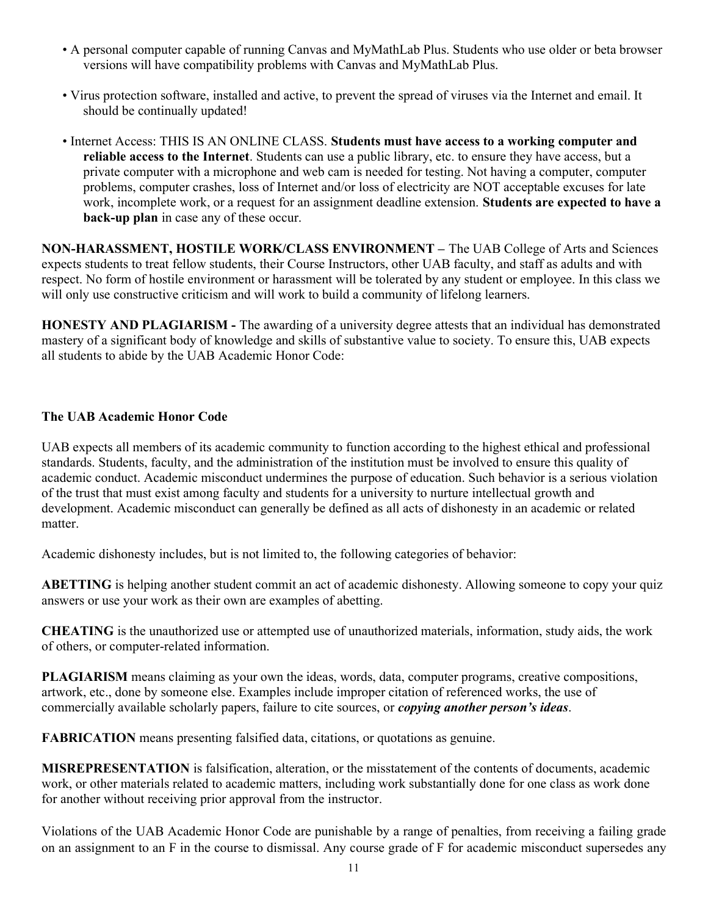- A personal computer capable of running Canvas and MyMathLab Plus. Students who use older or beta browser versions will have compatibility problems with Canvas and MyMathLab Plus.

- Virus protection software, installed and active, to prevent the spread of viruses via the Internet and email. It should be continually updated!

- Internet Access: THIS IS AN ONLINE CLASS. **Students must have access to a working computer and reliable access to the Internet**. Students can use a public library, etc. to ensure they have access, but a private computer with a microphone and web cam is needed for testing. Not having a computer, computer problems, computer crashes, loss of Internet and/or loss of electricity are NOT acceptable excuses for late work, incomplete work, or a request for an assignment deadline extension. **Students are expected to have a back-up plan** in case any of these occur.

**NON-HARASSMENT, HOSTILE WORK/CLASS ENVIRONMENT –** The UAB College of Arts and Sciences expects students to treat fellow students, their Course Instructors, other UAB faculty, and staff as adults and with respect. No form of hostile environment or harassment will be tolerated by any student or employee. In this class we will only use constructive criticism and will work to build a community of lifelong learners.

**HONESTY AND PLAGIARISM -** The awarding of a university degree attests that an individual has demonstrated mastery of a significant body of knowledge and skills of substantive value to society. To ensure this, UAB expects all students to abide by the UAB Academic Honor Code:

### The UAB Academic Honor Code

UAB expects all members of its academic community to function according to the highest ethical and professional standards. Students, faculty, and the administration of the institution must be involved to ensure this quality of academic conduct. Academic misconduct undermines the purpose of education. Such behavior is a serious violation of the trust that must exist among faculty and students for a university to nurture intellectual growth and development. Academic misconduct can generally be defined as all acts of dishonesty in an academic or related matter.

Academic dishonesty includes, but is not limited to, the following categories of behavior:

**ABETTING** is helping another student commit an act of academic dishonesty. Allowing someone to copy your quiz answers or use your work as their own are examples of abetting.

**CHEATING** is the unauthorized use or attempted use of unauthorized materials, information, study aids, the work of others, or computer-related information.

**PLAGIARISM** means claiming as your own the ideas, words, data, computer programs, creative compositions, artwork, etc., done by someone else. Examples include improper citation of referenced works, the use of commercially available scholarly papers, failure to cite sources, or ***copying another person's ideas***.

**FABRICATION** means presenting falsified data, citations, or quotations as genuine.

**MISREPRESENTATION** is falsification, alteration, or the misstatement of the contents of documents, academic work, or other materials related to academic matters, including work substantially done for one class as work done for another without receiving prior approval from the instructor.

Violations of the UAB Academic Honor Code are punishable by a range of penalties, from receiving a failing grade on an assignment to an F in the course to dismissal. Any course grade of F for academic misconduct supersedes any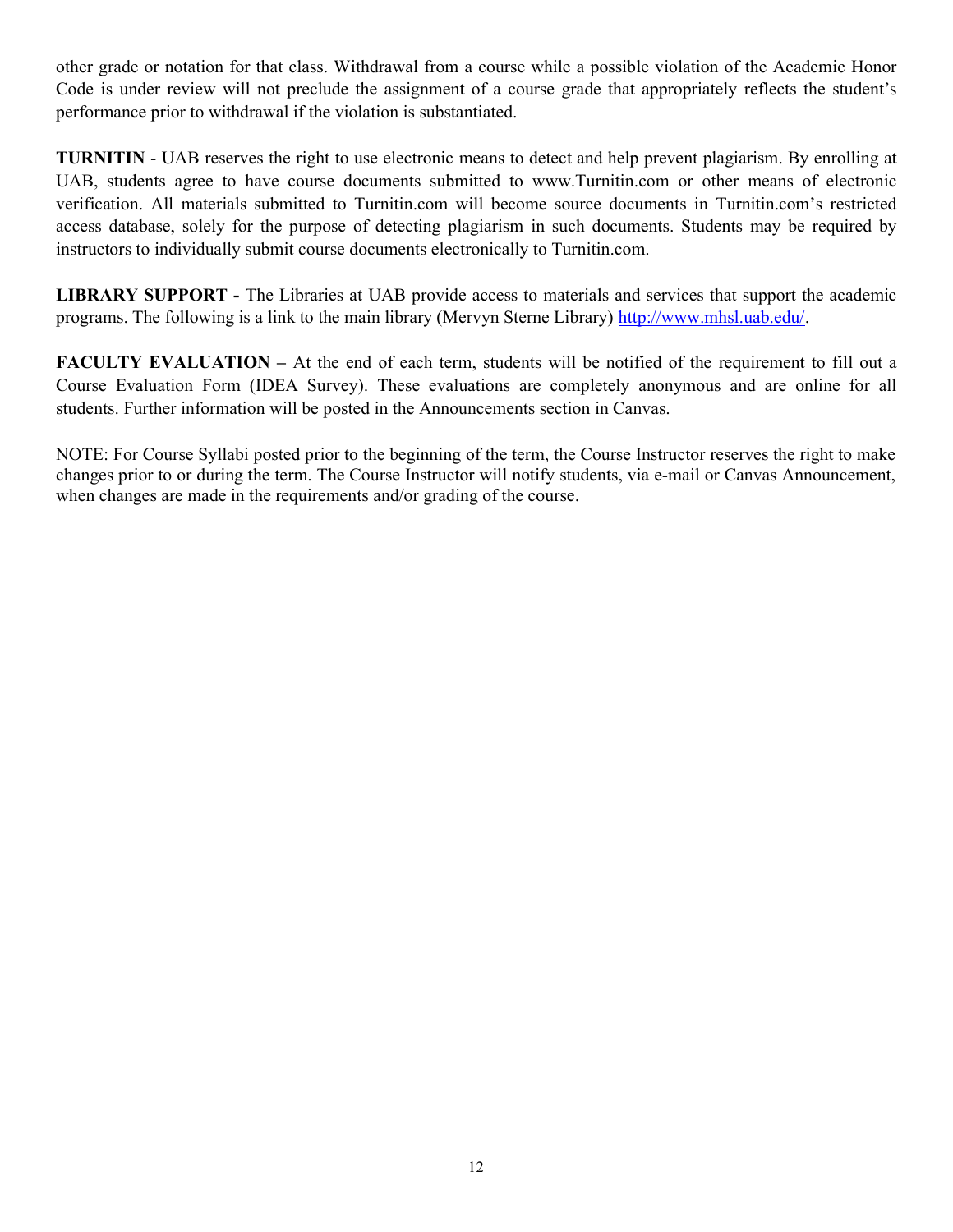other grade or notation for that class. Withdrawal from a course while a possible violation of the Academic Honor Code is under review will not preclude the assignment of a course grade that appropriately reflects the student's performance prior to withdrawal if the violation is substantiated.

**TURNITIN** - UAB reserves the right to use electronic means to detect and help prevent plagiarism. By enrolling at UAB, students agree to have course documents submitted to www.Turnitin.com or other means of electronic verification. All materials submitted to Turnitin.com will become source documents in Turnitin.com's restricted access database, solely for the purpose of detecting plagiarism in such documents. Students may be required by instructors to individually submit course documents electronically to Turnitin.com.

**LIBRARY SUPPORT -** The Libraries at UAB provide access to materials and services that support the academic programs. The following is a link to the main library (Mervyn Sterne Library) [http://www.mhsl.uab.edu/](http://www.mhsl.uab.edu/).

**FACULTY EVALUATION –** At the end of each term, students will be notified of the requirement to fill out a Course Evaluation Form (IDEA Survey). These evaluations are completely anonymous and are online for all students. Further information will be posted in the Announcements section in Canvas.

NOTE: For Course Syllabi posted prior to the beginning of the term, the Course Instructor reserves the right to make changes prior to or during the term. The Course Instructor will notify students, via e-mail or Canvas Announcement, when changes are made in the requirements and/or grading of the course.